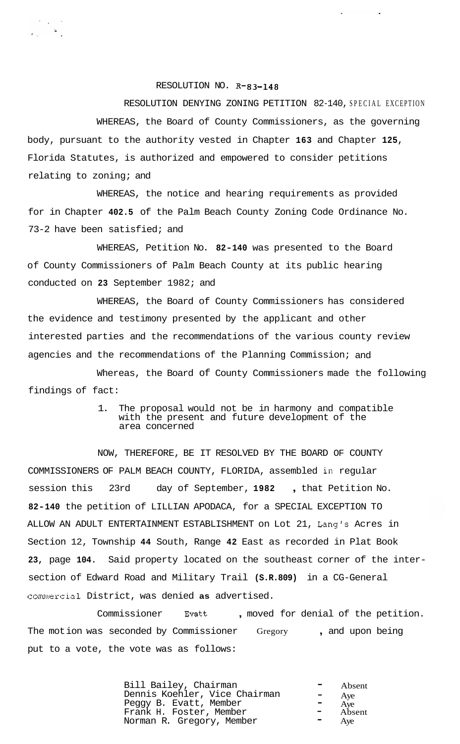RESOLUTION NO. R-83-148

RESOLUTION DENYING ZONING PETITION 82-140, SPECIAL EXCEPTION

WHEREAS, the Board of County Commissioners, as the governing body, pursuant to the authority vested in Chapter 163 and Chapter 125, Florida Statutes, is authorized and empowered to consider petitions relating to zoning; and

WHEREAS, the notice and hearing requirements as provided for in Chapter 402.5 of the Palm Beach County Zoning Code Ordinance No. 73-2 have been satisfied; and

WHEREAS, Petition No. 82-140 was presented to the Board of County Commissioners of Palm Beach County at its public hearing conducted on 23 September 1982; and

WHEREAS, the Board of County Commissioners has considered the evidence and testimony presented by the applicant and other interested parties and the recommendations of the various county review agencies and the recommendations of the Planning Commission; and

Whereas, the Board of County Commissioners made the following findings of fact:

1. The proposal would not be in harmony and compatible with the present and future development of the area concerned

NOW, THEREFORE, BE IT RESOLVED BY THE BOARD OF COUNTY COMMISSIONERS OF PALM BEACH COUNTY, FLORIDA, assembled in regular session this 23rd day of September, 1982, that Petition No. 82-140 the petition of LILLIAN APODACA, for a SPECIAL EXCEPTION TO ALLOW AN ADULT ENTERTAINMENT ESTABLISHMENT on Lot 21, Lang's Acres in Section 12, Township 44 South, Range 42 East as recorded in Plat Book 23, page 104. Said property located on the southeast corner of the intersection of Edward Road and Military Trail (S.R.809) in a CG-General Commercial District, was denied as advertised.

Commissioner Evatt, moved for denial of the petition. The motion was seconded by Commissioner Gregory, and upon being put to a vote, the vote was as follows:

| | | |
|---|---|---|
| Bill Bailey, Chairman | - | Absent |
| Dennis Koehler, Vice Chairman | - | Aye |
| Peggy B. Evatt, Member | - | Aye |
| Frank H. Foster, Member | - | Absent |
| Norman R. Gregory, Member | - | Aye |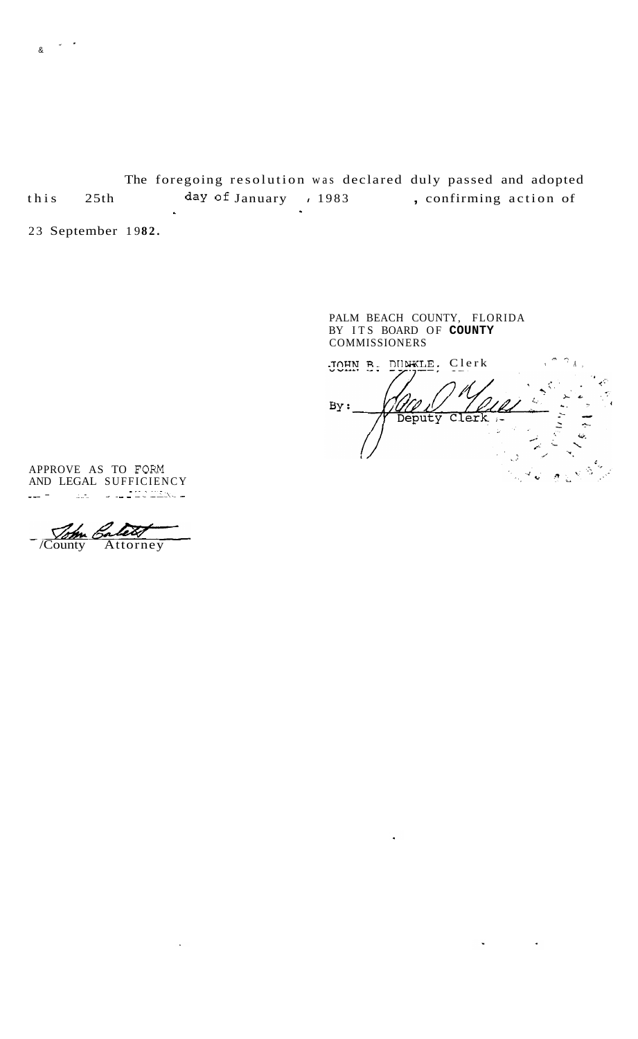The foregoing resolution was declared duly passed and adopted this 25th day of January, 1983, confirming action of 23 September 1982.

PALM BEACH COUNTY, FLORIDA
BY ITS BOARD OF COUNTY COMMISSIONERS

JOHN B. DUNKLE, Clerk

By: ____________________
Deputy Clerk

APPROVE AS TO FORM
AND LEGAL SUFFICIENCY

____________________
County Attorney